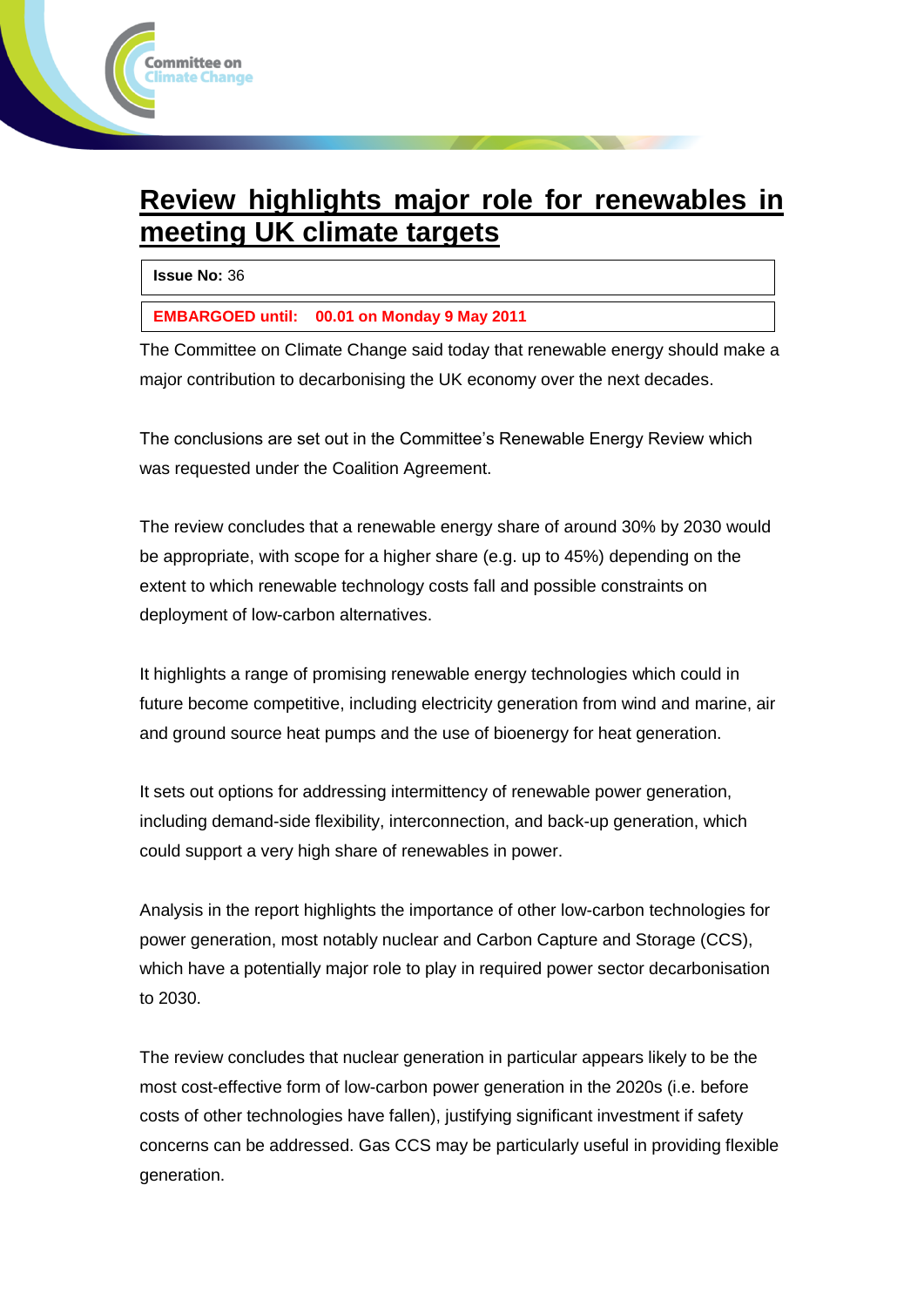# Review highlights major role for renewables in meeting UK climate targets

| **Issue No:** 36 |
| --- |
| **EMBARGOED until: 00.01 on Monday 9 May 2011** |

The Committee on Climate Change said today that renewable energy should make a major contribution to decarbonising the UK economy over the next decades.

The conclusions are set out in the Committee's Renewable Energy Review which was requested under the Coalition Agreement.

The review concludes that a renewable energy share of around 30% by 2030 would be appropriate, with scope for a higher share (e.g. up to 45%) depending on the extent to which renewable technology costs fall and possible constraints on deployment of low-carbon alternatives.

It highlights a range of promising renewable energy technologies which could in future become competitive, including electricity generation from wind and marine, air and ground source heat pumps and the use of bioenergy for heat generation.

It sets out options for addressing intermittency of renewable power generation, including demand-side flexibility, interconnection, and back-up generation, which could support a very high share of renewables in power.

Analysis in the report highlights the importance of other low-carbon technologies for power generation, most notably nuclear and Carbon Capture and Storage (CCS), which have a potentially major role to play in required power sector decarbonisation to 2030.

The review concludes that nuclear generation in particular appears likely to be the most cost-effective form of low-carbon power generation in the 2020s (i.e. before costs of other technologies have fallen), justifying significant investment if safety concerns can be addressed. Gas CCS may be particularly useful in providing flexible generation.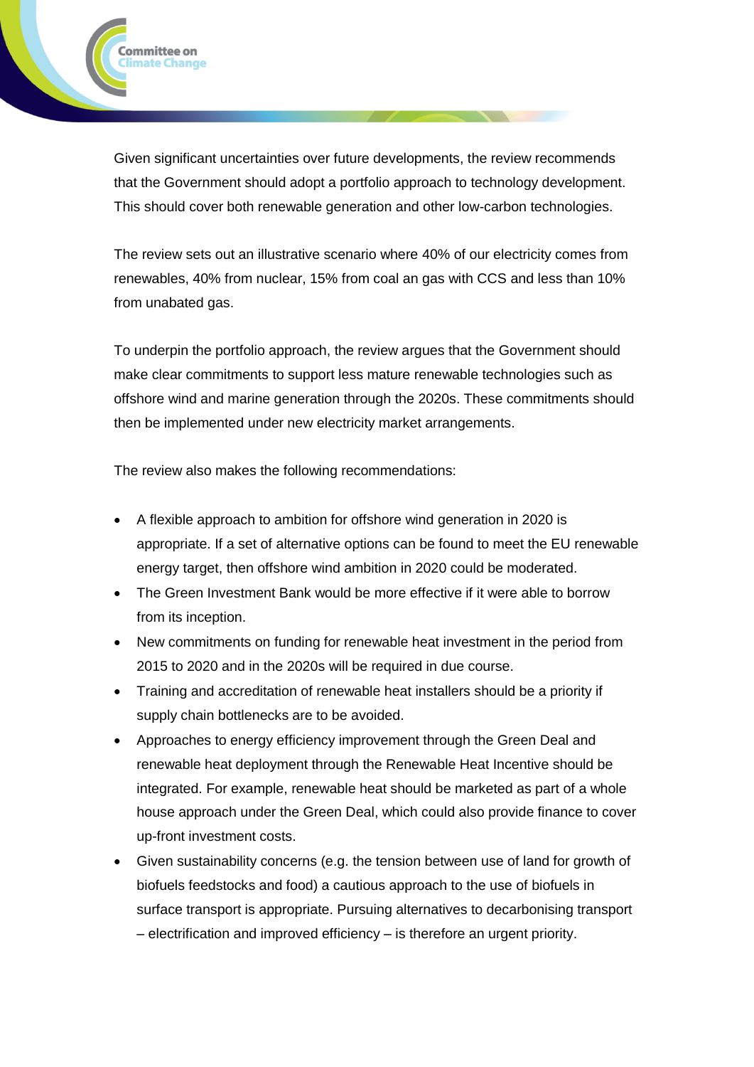Given significant uncertainties over future developments, the review recommends that the Government should adopt a portfolio approach to technology development. This should cover both renewable generation and other low-carbon technologies.

The review sets out an illustrative scenario where 40% of our electricity comes from renewables, 40% from nuclear, 15% from coal an gas with CCS and less than 10% from unabated gas.

To underpin the portfolio approach, the review argues that the Government should make clear commitments to support less mature renewable technologies such as offshore wind and marine generation through the 2020s. These commitments should then be implemented under new electricity market arrangements.

The review also makes the following recommendations:

- A flexible approach to ambition for offshore wind generation in 2020 is appropriate. If a set of alternative options can be found to meet the EU renewable energy target, then offshore wind ambition in 2020 could be moderated.
- The Green Investment Bank would be more effective if it were able to borrow from its inception.
- New commitments on funding for renewable heat investment in the period from 2015 to 2020 and in the 2020s will be required in due course.
- Training and accreditation of renewable heat installers should be a priority if supply chain bottlenecks are to be avoided.
- Approaches to energy efficiency improvement through the Green Deal and renewable heat deployment through the Renewable Heat Incentive should be integrated. For example, renewable heat should be marketed as part of a whole house approach under the Green Deal, which could also provide finance to cover up-front investment costs.
- Given sustainability concerns (e.g. the tension between use of land for growth of biofuels feedstocks and food) a cautious approach to the use of biofuels in surface transport is appropriate. Pursuing alternatives to decarbonising transport – electrification and improved efficiency – is therefore an urgent priority.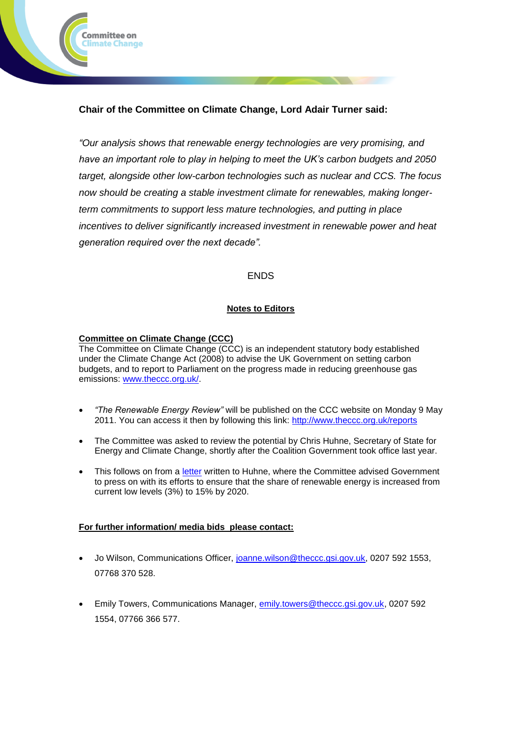**Chair of the Committee on Climate Change, Lord Adair Turner said:**

*"Our analysis shows that renewable energy technologies are very promising, and have an important role to play in helping to meet the UK's carbon budgets and 2050 target, alongside other low-carbon technologies such as nuclear and CCS. The focus now should be creating a stable investment climate for renewables, making longer-term commitments to support less mature technologies, and putting in place incentives to deliver significantly increased investment in renewable power and heat generation required over the next decade".*

ENDS

**Notes to Editors**

**Committee on Climate Change (CCC)**

The Committee on Climate Change (CCC) is an independent statutory body established under the Climate Change Act (2008) to advise the UK Government on setting carbon budgets, and to report to Parliament on the progress made in reducing greenhouse gas emissions: www.theccc.org.uk/.

- *"The Renewable Energy Review"* will be published on the CCC website on Monday 9 May 2011. You can access it then by following this link: http://www.theccc.org.uk/reports
- The Committee was asked to review the potential by Chris Huhne, Secretary of State for Energy and Climate Change, shortly after the Coalition Government took office last year.
- This follows on from a letter written to Huhne, where the Committee advised Government to press on with its efforts to ensure that the share of renewable energy is increased from current low levels (3%) to 15% by 2020.

**For further information/ media bids please contact:**

- Jo Wilson, Communications Officer, joanne.wilson@theccc.gsi.gov.uk, 0207 592 1553, 07768 370 528.
- Emily Towers, Communications Manager, emily.towers@theccc.gsi.gov.uk, 0207 592 1554, 07766 366 577.